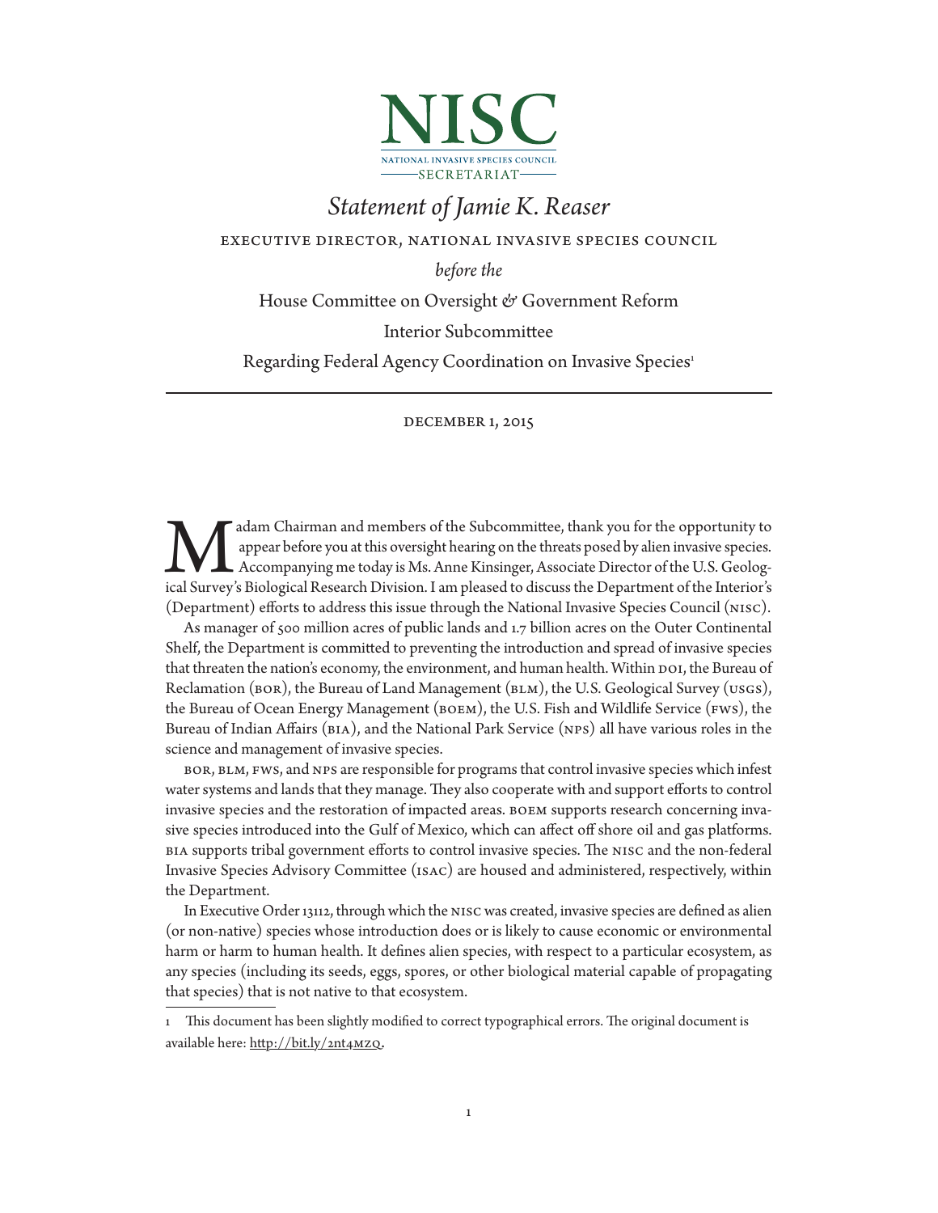# NISC

NATIONAL INVASIVE SPECIES COUNCIL

SECRETARIAT

## *Statement of Jamie K. Reaser*

EXECUTIVE DIRECTOR, NATIONAL INVASIVE SPECIES COUNCIL

*before the*

House Committee on Oversight & Government Reform

Interior Subcommittee

Regarding Federal Agency Coordination on Invasive Species[1]

DECEMBER 1, 2015

---

Madam Chairman and members of the Subcommittee, thank you for the opportunity to appear before you at this oversight hearing on the threats posed by alien invasive species. Accompanying me today is Ms. Anne Kinsinger, Associate Director of the U.S. Geological Survey's Biological Research Division. I am pleased to discuss the Department of the Interior's (Department) efforts to address this issue through the National Invasive Species Council (NISC).

As manager of 500 million acres of public lands and 1.7 billion acres on the Outer Continental Shelf, the Department is committed to preventing the introduction and spread of invasive species that threaten the nation's economy, the environment, and human health. Within DOI, the Bureau of Reclamation (BOR), the Bureau of Land Management (BLM), the U.S. Geological Survey (USGS), the Bureau of Ocean Energy Management (BOEM), the U.S. Fish and Wildlife Service (FWS), the Bureau of Indian Affairs (BIA), and the National Park Service (NPS) all have various roles in the science and management of invasive species.

BOR, BLM, FWS, and NPS are responsible for programs that control invasive species which infest water systems and lands that they manage. They also cooperate with and support efforts to control invasive species and the restoration of impacted areas. BOEM supports research concerning invasive species introduced into the Gulf of Mexico, which can affect off shore oil and gas platforms. BIA supports tribal government efforts to control invasive species. The NISC and the non-federal Invasive Species Advisory Committee (ISAC) are housed and administered, respectively, within the Department.

In Executive Order 13112, through which the NISC was created, invasive species are defined as alien (or non-native) species whose introduction does or is likely to cause economic or environmental harm or harm to human health. It defines alien species, with respect to a particular ecosystem, as any species (including its seeds, eggs, spores, or other biological material capable of propagating that species) that is not native to that ecosystem.

---

1 This document has been slightly modified to correct typographical errors. The original document is available here: http://bit.ly/2nt4MZQ.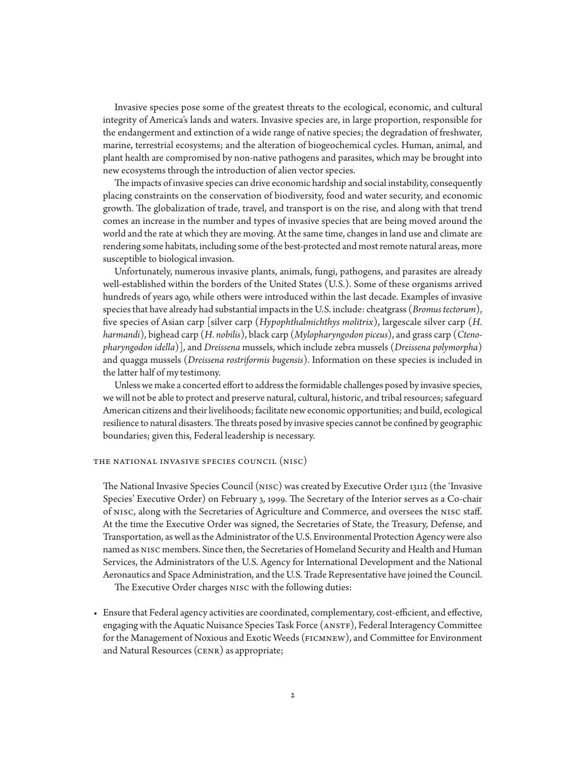Invasive species pose some of the greatest threats to the ecological, economic, and cultural integrity of America's lands and waters. Invasive species are, in large proportion, responsible for the endangerment and extinction of a wide range of native species; the degradation of freshwater, marine, terrestrial ecosystems; and the alteration of biogeochemical cycles. Human, animal, and plant health are compromised by non-native pathogens and parasites, which may be brought into new ecosystems through the introduction of alien vector species.

The impacts of invasive species can drive economic hardship and social instability, consequently placing constraints on the conservation of biodiversity, food and water security, and economic growth. The globalization of trade, travel, and transport is on the rise, and along with that trend comes an increase in the number and types of invasive species that are being moved around the world and the rate at which they are moving. At the same time, changes in land use and climate are rendering some habitats, including some of the best-protected and most remote natural areas, more susceptible to biological invasion.

Unfortunately, numerous invasive plants, animals, fungi, pathogens, and parasites are already well-established within the borders of the United States (U.S.). Some of these organisms arrived hundreds of years ago, while others were introduced within the last decade. Examples of invasive species that have already had substantial impacts in the U.S. include: cheatgrass (*Bromus tectorum*), five species of Asian carp [silver carp (*Hypophthalmichthys molitrix*), largescale silver carp (*H. harmandi*), bighead carp (*H. nobilis*), black carp (*Mylopharyngodon piceus*), and grass carp (*Ctenopharyngodon idella*)], and *Dreissena* mussels, which include zebra mussels (*Dreissena polymorpha*) and quagga mussels (*Dreissena rostriformis bugensis*). Information on these species is included in the latter half of my testimony.

Unless we make a concerted effort to address the formidable challenges posed by invasive species, we will not be able to protect and preserve natural, cultural, historic, and tribal resources; safeguard American citizens and their livelihoods; facilitate new economic opportunities; and build, ecological resilience to natural disasters. The threats posed by invasive species cannot be confined by geographic boundaries; given this, Federal leadership is necessary.

## The National Invasive Species Council (NISC)

The National Invasive Species Council (NISC) was created by Executive Order 13112 (the 'Invasive Species' Executive Order) on February 3, 1999. The Secretary of the Interior serves as a Co-chair of NISC, along with the Secretaries of Agriculture and Commerce, and oversees the NISC staff. At the time the Executive Order was signed, the Secretaries of State, the Treasury, Defense, and Transportation, as well as the Administrator of the U.S. Environmental Protection Agency were also named as NISC members. Since then, the Secretaries of Homeland Security and Health and Human Services, the Administrators of the U.S. Agency for International Development and the National Aeronautics and Space Administration, and the U.S. Trade Representative have joined the Council.

The Executive Order charges NISC with the following duties:

- Ensure that Federal agency activities are coordinated, complementary, cost-efficient, and effective, engaging with the Aquatic Nuisance Species Task Force (ANSTF), Federal Interagency Committee for the Management of Noxious and Exotic Weeds (FICMNEW), and Committee for Environment and Natural Resources (CENR) as appropriate;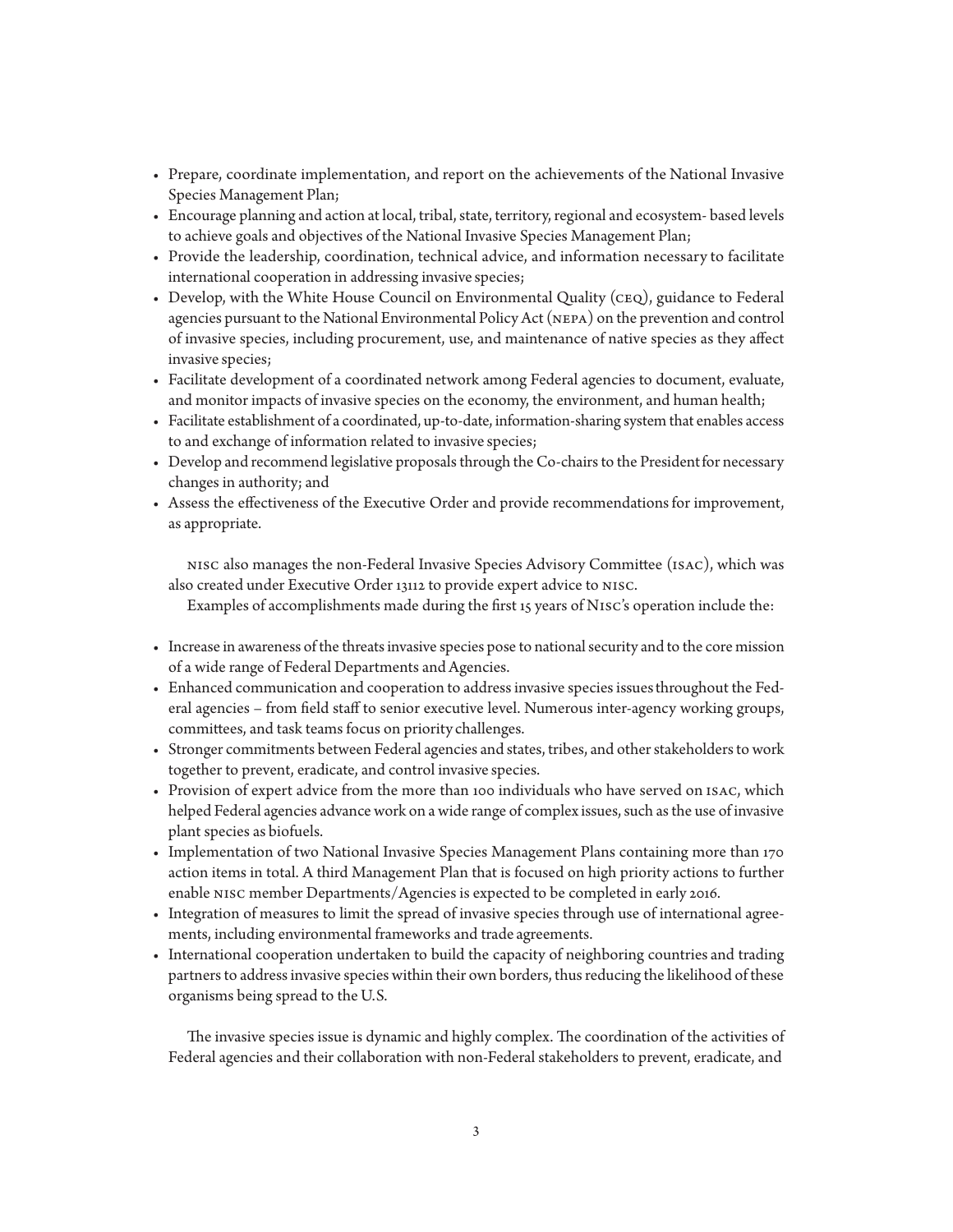- Prepare, coordinate implementation, and report on the achievements of the National Invasive Species Management Plan;
- Encourage planning and action at local, tribal, state, territory, regional and ecosystem- based levels to achieve goals and objectives of the National Invasive Species Management Plan;
- Provide the leadership, coordination, technical advice, and information necessary to facilitate international cooperation in addressing invasive species;
- Develop, with the White House Council on Environmental Quality (CEQ), guidance to Federal agencies pursuant to the National Environmental Policy Act (NEPA) on the prevention and control of invasive species, including procurement, use, and maintenance of native species as they affect invasive species;
- Facilitate development of a coordinated network among Federal agencies to document, evaluate, and monitor impacts of invasive species on the economy, the environment, and human health;
- Facilitate establishment of a coordinated, up-to-date, information-sharing system that enables access to and exchange of information related to invasive species;
- Develop and recommend legislative proposals through the Co-chairs to the President for necessary changes in authority; and
- Assess the effectiveness of the Executive Order and provide recommendations for improvement, as appropriate.

NISC also manages the non-Federal Invasive Species Advisory Committee (ISAC), which was also created under Executive Order 13112 to provide expert advice to NISC.

Examples of accomplishments made during the first 15 years of NISC's operation include the:

- Increase in awareness of the threats invasive species pose to national security and to the core mission of a wide range of Federal Departments and Agencies.
- Enhanced communication and cooperation to address invasive species issues throughout the Federal agencies – from field staff to senior executive level. Numerous inter-agency working groups, committees, and task teams focus on priority challenges.
- Stronger commitments between Federal agencies and states, tribes, and other stakeholders to work together to prevent, eradicate, and control invasive species.
- Provision of expert advice from the more than 100 individuals who have served on ISAC, which helped Federal agencies advance work on a wide range of complex issues, such as the use of invasive plant species as biofuels.
- Implementation of two National Invasive Species Management Plans containing more than 170 action items in total. A third Management Plan that is focused on high priority actions to further enable NISC member Departments/Agencies is expected to be completed in early 2016.
- Integration of measures to limit the spread of invasive species through use of international agreements, including environmental frameworks and trade agreements.
- International cooperation undertaken to build the capacity of neighboring countries and trading partners to address invasive species within their own borders, thus reducing the likelihood of these organisms being spread to the U.S.

The invasive species issue is dynamic and highly complex. The coordination of the activities of Federal agencies and their collaboration with non-Federal stakeholders to prevent, eradicate, and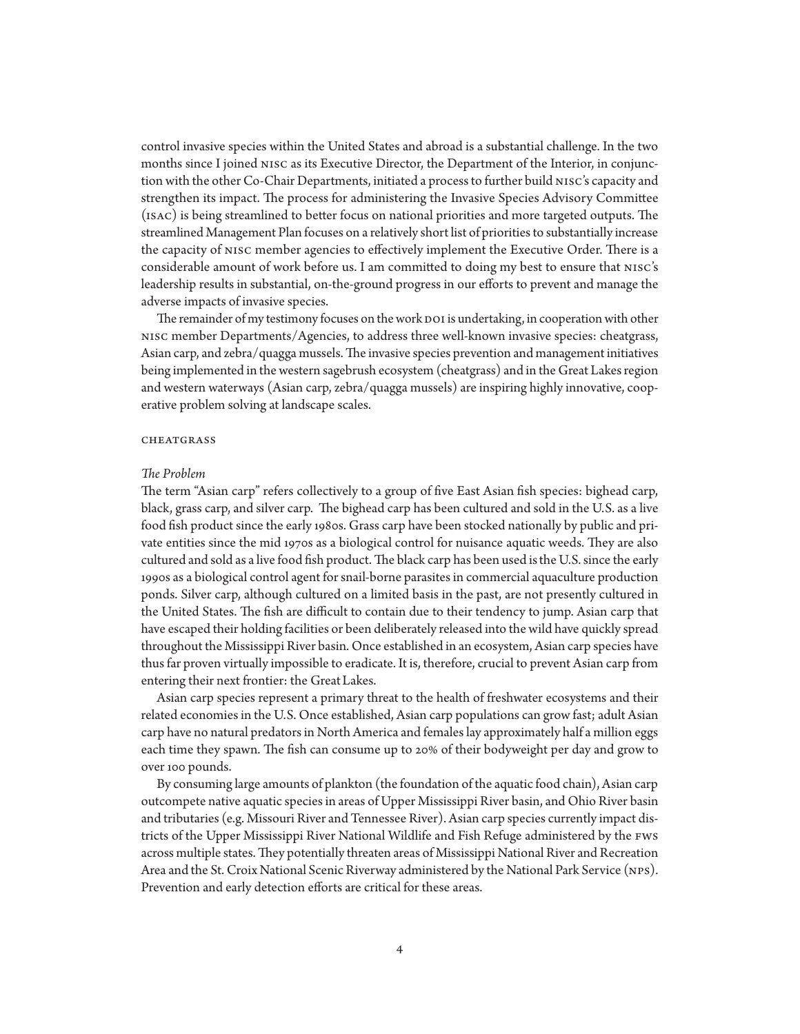control invasive species within the United States and abroad is a substantial challenge. In the two months since I joined NISC as its Executive Director, the Department of the Interior, in conjunction with the other Co-Chair Departments, initiated a process to further build NISC's capacity and strengthen its impact. The process for administering the Invasive Species Advisory Committee (ISAC) is being streamlined to better focus on national priorities and more targeted outputs. The streamlined Management Plan focuses on a relatively short list of priorities to substantially increase the capacity of NISC member agencies to effectively implement the Executive Order. There is a considerable amount of work before us. I am committed to doing my best to ensure that NISC's leadership results in substantial, on-the-ground progress in our efforts to prevent and manage the adverse impacts of invasive species.

The remainder of my testimony focuses on the work DOI is undertaking, in cooperation with other NISC member Departments/Agencies, to address three well-known invasive species: cheatgrass, Asian carp, and zebra/quagga mussels. The invasive species prevention and management initiatives being implemented in the western sagebrush ecosystem (cheatgrass) and in the Great Lakes region and western waterways (Asian carp, zebra/quagga mussels) are inspiring highly innovative, cooperative problem solving at landscape scales.

## CHEATGRASS

### *The Problem*

The term "Asian carp" refers collectively to a group of five East Asian fish species: bighead carp, black, grass carp, and silver carp. The bighead carp has been cultured and sold in the U.S. as a live food fish product since the early 1980s. Grass carp have been stocked nationally by public and private entities since the mid 1970s as a biological control for nuisance aquatic weeds. They are also cultured and sold as a live food fish product. The black carp has been used is the U.S. since the early 1990s as a biological control agent for snail-borne parasites in commercial aquaculture production ponds. Silver carp, although cultured on a limited basis in the past, are not presently cultured in the United States. The fish are difficult to contain due to their tendency to jump. Asian carp that have escaped their holding facilities or been deliberately released into the wild have quickly spread throughout the Mississippi River basin. Once established in an ecosystem, Asian carp species have thus far proven virtually impossible to eradicate. It is, therefore, crucial to prevent Asian carp from entering their next frontier: the Great Lakes.

Asian carp species represent a primary threat to the health of freshwater ecosystems and their related economies in the U.S. Once established, Asian carp populations can grow fast; adult Asian carp have no natural predators in North America and females lay approximately half a million eggs each time they spawn. The fish can consume up to 20% of their bodyweight per day and grow to over 100 pounds.

By consuming large amounts of plankton (the foundation of the aquatic food chain), Asian carp outcompete native aquatic species in areas of Upper Mississippi River basin, and Ohio River basin and tributaries (e.g. Missouri River and Tennessee River). Asian carp species currently impact districts of the Upper Mississippi River National Wildlife and Fish Refuge administered by the FWS across multiple states. They potentially threaten areas of Mississippi National River and Recreation Area and the St. Croix National Scenic Riverway administered by the National Park Service (NPS). Prevention and early detection efforts are critical for these areas.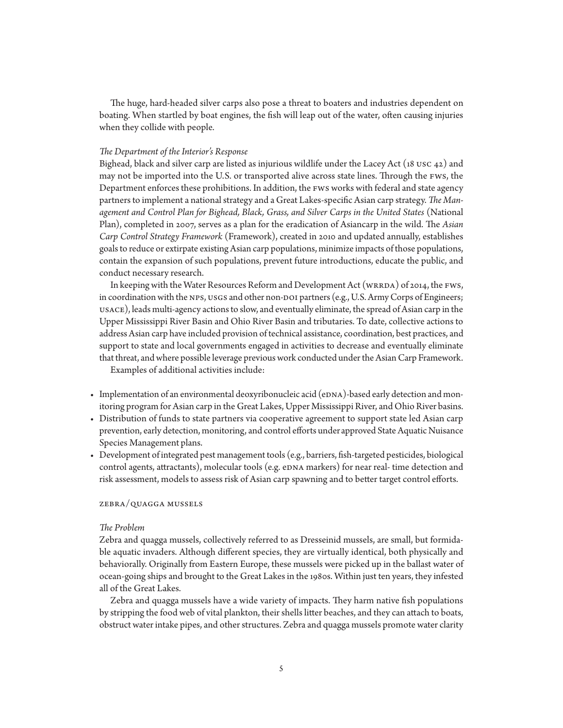The huge, hard-headed silver carps also pose a threat to boaters and industries dependent on boating. When startled by boat engines, the fish will leap out of the water, often causing injuries when they collide with people.

*The Department of the Interior's Response*

Bighead, black and silver carp are listed as injurious wildlife under the Lacey Act (18 USC 42) and may not be imported into the U.S. or transported alive across state lines. Through the FWS, the Department enforces these prohibitions. In addition, the FWS works with federal and state agency partners to implement a national strategy and a Great Lakes-specific Asian carp strategy. *The Management and Control Plan for Bighead, Black, Grass, and Silver Carps in the United States* (National Plan), completed in 2007, serves as a plan for the eradication of Asiancarp in the wild. The *Asian Carp Control Strategy Framework* (Framework), created in 2010 and updated annually, establishes goals to reduce or extirpate existing Asian carp populations, minimize impacts of those populations, contain the expansion of such populations, prevent future introductions, educate the public, and conduct necessary research.

In keeping with the Water Resources Reform and Development Act (WRRDA) of 2014, the FWS, in coordination with the NPS, USGS and other non-DOI partners (e.g., U.S. Army Corps of Engineers; USACE), leads multi-agency actions to slow, and eventually eliminate, the spread of Asian carp in the Upper Mississippi River Basin and Ohio River Basin and tributaries. To date, collective actions to address Asian carp have included provision of technical assistance, coordination, best practices, and support to state and local governments engaged in activities to decrease and eventually eliminate that threat, and where possible leverage previous work conducted under the Asian Carp Framework.

Examples of additional activities include:

- Implementation of an environmental deoxyribonucleic acid (eDNA)-based early detection and monitoring program for Asian carp in the Great Lakes, Upper Mississippi River, and Ohio River basins.
- Distribution of funds to state partners via cooperative agreement to support state led Asian carp prevention, early detection, monitoring, and control efforts under approved State Aquatic Nuisance Species Management plans.
- Development of integrated pest management tools (e.g., barriers, fish-targeted pesticides, biological control agents, attractants), molecular tools (e.g. eDNA markers) for near real- time detection and risk assessment, models to assess risk of Asian carp spawning and to better target control efforts.

## ZEBRA/QUAGGA MUSSELS

*The Problem*

Zebra and quagga mussels, collectively referred to as Dresseinid mussels, are small, but formidable aquatic invaders. Although different species, they are virtually identical, both physically and behaviorally. Originally from Eastern Europe, these mussels were picked up in the ballast water of ocean-going ships and brought to the Great Lakes in the 1980s. Within just ten years, they infested all of the Great Lakes.

Zebra and quagga mussels have a wide variety of impacts. They harm native fish populations by stripping the food web of vital plankton, their shells litter beaches, and they can attach to boats, obstruct water intake pipes, and other structures. Zebra and quagga mussels promote water clarity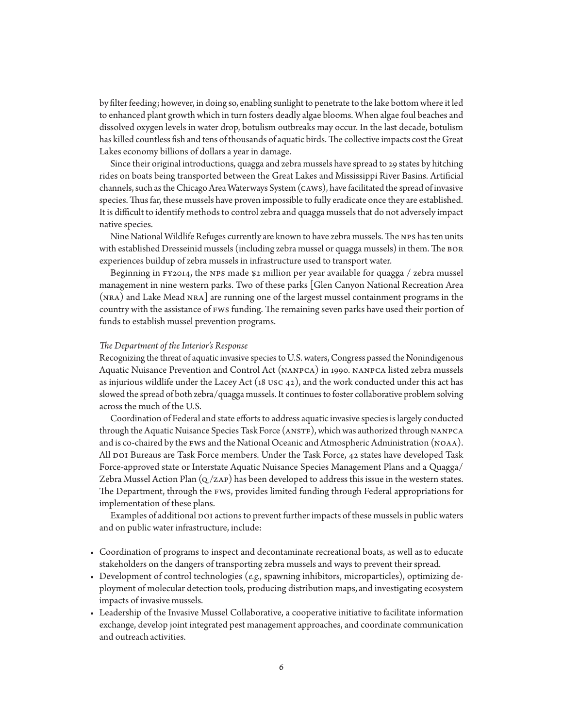by filter feeding; however, in doing so, enabling sunlight to penetrate to the lake bottom where it led to enhanced plant growth which in turn fosters deadly algae blooms. When algae foul beaches and dissolved oxygen levels in water drop, botulism outbreaks may occur. In the last decade, botulism has killed countless fish and tens of thousands of aquatic birds. The collective impacts cost the Great Lakes economy billions of dollars a year in damage.

Since their original introductions, quagga and zebra mussels have spread to 29 states by hitching rides on boats being transported between the Great Lakes and Mississippi River Basins. Artificial channels, such as the Chicago Area Waterways System (CAWS), have facilitated the spread of invasive species. Thus far, these mussels have proven impossible to fully eradicate once they are established. It is difficult to identify methods to control zebra and quagga mussels that do not adversely impact native species.

Nine National Wildlife Refuges currently are known to have zebra mussels. The NPS has ten units with established Dresseinid mussels (including zebra mussel or quagga mussels) in them. The BOR experiences buildup of zebra mussels in infrastructure used to transport water.

Beginning in FY2014, the NPS made $2 million per year available for quagga / zebra mussel management in nine western parks. Two of these parks [Glen Canyon National Recreation Area (NRA) and Lake Mead NRA] are running one of the largest mussel containment programs in the country with the assistance of FWS funding. The remaining seven parks have used their portion of funds to establish mussel prevention programs.

*The Department of the Interior's Response*

Recognizing the threat of aquatic invasive species to U.S. waters, Congress passed the Nonindigenous Aquatic Nuisance Prevention and Control Act (NANPCA) in 1990. NANPCA listed zebra mussels as injurious wildlife under the Lacey Act (18 USC 42), and the work conducted under this act has slowed the spread of both zebra/quagga mussels. It continues to foster collaborative problem solving across the much of the U.S.

Coordination of Federal and state efforts to address aquatic invasive species is largely conducted through the Aquatic Nuisance Species Task Force (ANSTF), which was authorized through NANPCA and is co-chaired by the FWS and the National Oceanic and Atmospheric Administration (NOAA). All DOI Bureaus are Task Force members. Under the Task Force, 42 states have developed Task Force-approved state or Interstate Aquatic Nuisance Species Management Plans and a Quagga/Zebra Mussel Action Plan (Q/ZAP) has been developed to address this issue in the western states. The Department, through the FWS, provides limited funding through Federal appropriations for implementation of these plans.

Examples of additional DOI actions to prevent further impacts of these mussels in public waters and on public water infrastructure, include:

- Coordination of programs to inspect and decontaminate recreational boats, as well as to educate stakeholders on the dangers of transporting zebra mussels and ways to prevent their spread.
- Development of control technologies (*e.g.*, spawning inhibitors, microparticles), optimizing deployment of molecular detection tools, producing distribution maps, and investigating ecosystem impacts of invasive mussels.
- Leadership of the Invasive Mussel Collaborative, a cooperative initiative to facilitate information exchange, develop joint integrated pest management approaches, and coordinate communication and outreach activities.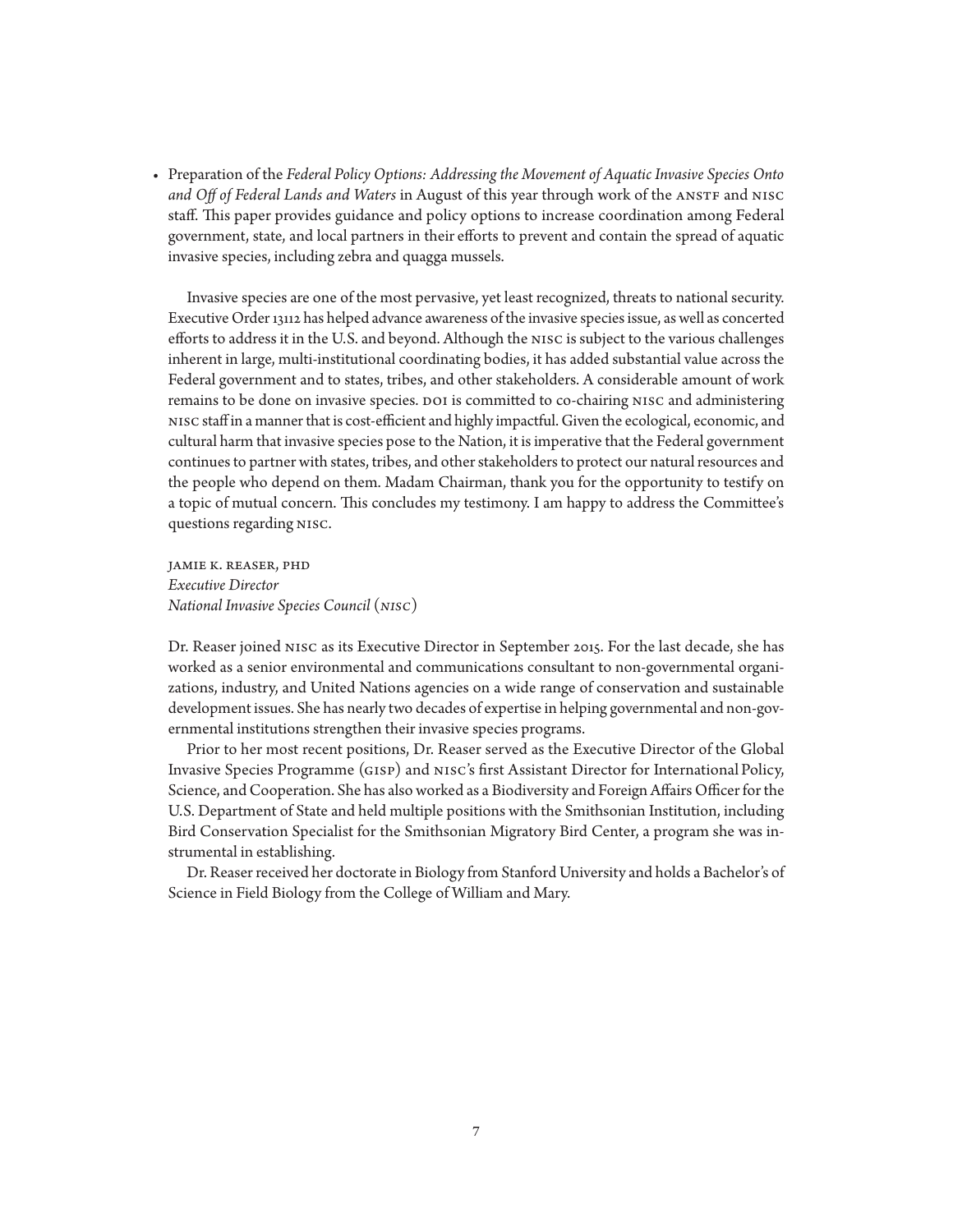- Preparation of the *Federal Policy Options: Addressing the Movement of Aquatic Invasive Species Onto and Off of Federal Lands and Waters* in August of this year through work of the ANSTF and NISC staff. This paper provides guidance and policy options to increase coordination among Federal government, state, and local partners in their efforts to prevent and contain the spread of aquatic invasive species, including zebra and quagga mussels.

Invasive species are one of the most pervasive, yet least recognized, threats to national security. Executive Order 13112 has helped advance awareness of the invasive species issue, as well as concerted efforts to address it in the U.S. and beyond. Although the NISC is subject to the various challenges inherent in large, multi-institutional coordinating bodies, it has added substantial value across the Federal government and to states, tribes, and other stakeholders. A considerable amount of work remains to be done on invasive species. DOI is committed to co-chairing NISC and administering NISC staff in a manner that is cost-efficient and highly impactful. Given the ecological, economic, and cultural harm that invasive species pose to the Nation, it is imperative that the Federal government continues to partner with states, tribes, and other stakeholders to protect our natural resources and the people who depend on them. Madam Chairman, thank you for the opportunity to testify on a topic of mutual concern. This concludes my testimony. I am happy to address the Committee's questions regarding NISC.

JAMIE K. REASER, PHD
*Executive Director*
*National Invasive Species Council (NISC)*

Dr. Reaser joined NISC as its Executive Director in September 2015. For the last decade, she has worked as a senior environmental and communications consultant to non-governmental organizations, industry, and United Nations agencies on a wide range of conservation and sustainable development issues. She has nearly two decades of expertise in helping governmental and non-governmental institutions strengthen their invasive species programs.

Prior to her most recent positions, Dr. Reaser served as the Executive Director of the Global Invasive Species Programme (GISP) and NISC's first Assistant Director for International Policy, Science, and Cooperation. She has also worked as a Biodiversity and Foreign Affairs Officer for the U.S. Department of State and held multiple positions with the Smithsonian Institution, including Bird Conservation Specialist for the Smithsonian Migratory Bird Center, a program she was instrumental in establishing.

Dr. Reaser received her doctorate in Biology from Stanford University and holds a Bachelor's of Science in Field Biology from the College of William and Mary.